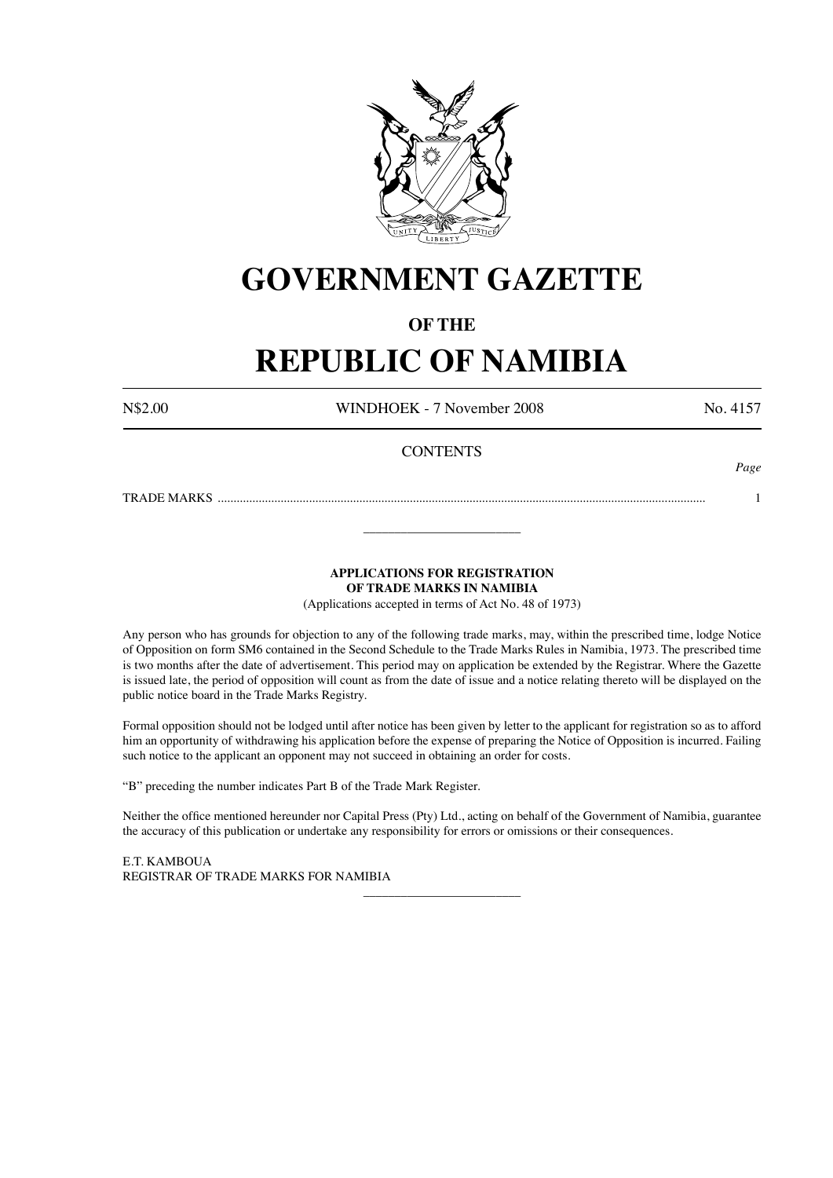# GOVERNMENT GAZETTE

## OF THE

# REPUBLIC OF NAMIBIA

N$2.00 WINDHOEK - 7 November 2008 No. 4157

CONTENTS

*Page*

TRADE MARKS ........................................................................................................................................................... 1

---

**APPLICATIONS FOR REGISTRATION OF TRADE MARKS IN NAMIBIA**

(Applications accepted in terms of Act No. 48 of 1973)

Any person who has grounds for objection to any of the following trade marks, may, within the prescribed time, lodge Notice of Opposition on form SM6 contained in the Second Schedule to the Trade Marks Rules in Namibia, 1973. The prescribed time is two months after the date of advertisement. This period may on application be extended by the Registrar. Where the Gazette is issued late, the period of opposition will count as from the date of issue and a notice relating thereto will be displayed on the public notice board in the Trade Marks Registry.

Formal opposition should not be lodged until after notice has been given by letter to the applicant for registration so as to afford him an opportunity of withdrawing his application before the expense of preparing the Notice of Opposition is incurred. Failing such notice to the applicant an opponent may not succeed in obtaining an order for costs.

"B" preceding the number indicates Part B of the Trade Mark Register.

Neither the office mentioned hereunder nor Capital Press (Pty) Ltd., acting on behalf of the Government of Namibia, guarantee the accuracy of this publication or undertake any responsibility for errors or omissions or their consequences.

E.T. KAMBOUA
REGISTRAR OF TRADE MARKS FOR NAMIBIA

---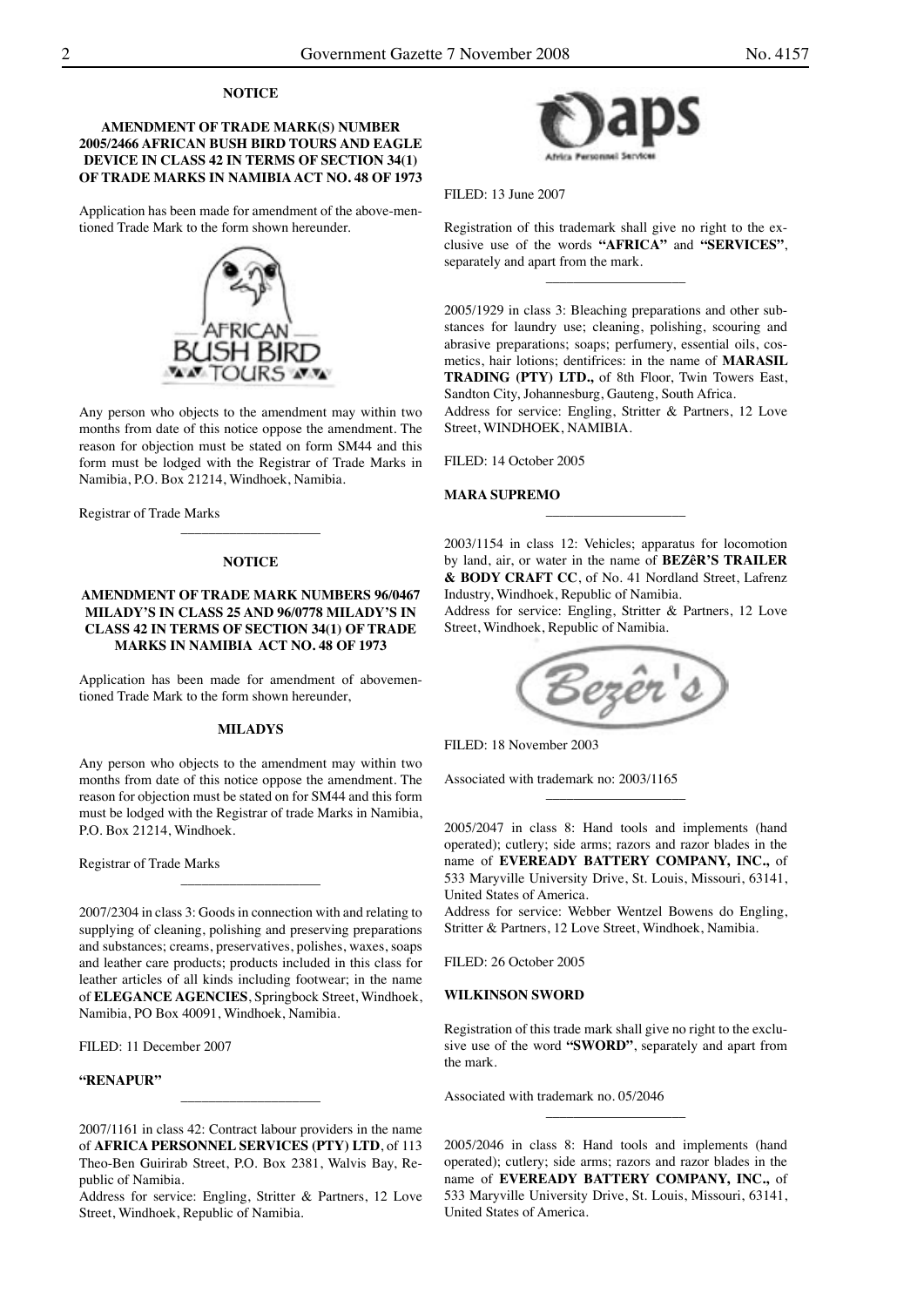**NOTICE**

**AMENDMENT OF TRADE MARK(S) NUMBER 2005/2466 AFRICAN BUSH BIRD TOURS AND EAGLE DEVICE IN CLASS 42 IN TERMS OF SECTION 34(1) OF TRADE MARKS IN NAMIBIA ACT NO. 48 OF 1973**

Application has been made for amendment of the above-mentioned Trade Mark to the form shown hereunder.

Any person who objects to the amendment may within two months from date of this notice oppose the amendment. The reason for objection must be stated on form SM44 and this form must be lodged with the Registrar of Trade Marks in Namibia, P.O. Box 21214, Windhoek, Namibia.

Registrar of Trade Marks

---

**NOTICE**

**AMENDMENT OF TRADE MARK NUMBERS 96/0467 MILADY'S IN CLASS 25 AND 96/0778 MILADY'S IN CLASS 42 IN TERMS OF SECTION 34(1) OF TRADE MARKS IN NAMIBIA ACT NO. 48 OF 1973**

Application has been made for amendment of abovementioned Trade Mark to the form shown hereunder,

**MILADYS**

Any person who objects to the amendment may within two months from date of this notice oppose the amendment. The reason for objection must be stated on for SM44 and this form must be lodged with the Registrar of trade Marks in Namibia, P.O. Box 21214, Windhoek.

Registrar of Trade Marks

---

2007/2304 in class 3: Goods in connection with and relating to supplying of cleaning, polishing and preserving preparations and substances; creams, preservatives, polishes, waxes, soaps and leather care products; products included in this class for leather articles of all kinds including footwear; in the name of **ELEGANCE AGENCIES**, Springbock Street, Windhoek, Namibia, PO Box 40091, Windhoek, Namibia.

FILED: 11 December 2007

**"RENAPUR"**

---

2007/1161 in class 42: Contract labour providers in the name of **AFRICA PERSONNEL SERVICES (PTY) LTD**, of 113 Theo-Ben Guirirab Street, P.O. Box 2381, Walvis Bay, Republic of Namibia.

Address for service: Engling, Stritter & Partners, 12 Love Street, Windhoek, Republic of Namibia.

FILED: 13 June 2007

Registration of this trademark shall give no right to the exclusive use of the words **"AFRICA"** and **"SERVICES"**, separately and apart from the mark.

---

2005/1929 in class 3: Bleaching preparations and other substances for laundry use; cleaning, polishing, scouring and abrasive preparations; soaps; perfumery, essential oils, cosmetics, hair lotions; dentifrices: in the name of **MARASIL TRADING (PTY) LTD.,** of 8th Floor, Twin Towers East, Sandton City, Johannesburg, Gauteng, South Africa.

Address for service: Engling, Stritter & Partners, 12 Love Street, WINDHOEK, NAMIBIA.

FILED: 14 October 2005

**MARA SUPREMO**

---

2003/1154 in class 12: Vehicles; apparatus for locomotion by land, air, or water in the name of **BEZêR'S TRAILER & BODY CRAFT CC**, of No. 41 Nordland Street, Lafrenz Industry, Windhoek, Republic of Namibia.

Address for service: Engling, Stritter & Partners, 12 Love Street, Windhoek, Republic of Namibia.

FILED: 18 November 2003

Associated with trademark no: 2003/1165

---

2005/2047 in class 8: Hand tools and implements (hand operated); cutlery; side arms; razors and razor blades in the name of **EVEREADY BATTERY COMPANY, INC.,** of 533 Maryville University Drive, St. Louis, Missouri, 63141, United States of America.

Address for service: Webber Wentzel Bowens do Engling, Stritter & Partners, 12 Love Street, Windhoek, Namibia.

FILED: 26 October 2005

**WILKINSON SWORD**

Registration of this trade mark shall give no right to the exclusive use of the word **"SWORD"**, separately and apart from the mark.

Associated with trademark no. 05/2046

---

2005/2046 in class 8: Hand tools and implements (hand operated); cutlery; side arms; razors and razor blades in the name of **EVEREADY BATTERY COMPANY, INC.,** of 533 Maryville University Drive, St. Louis, Missouri, 63141, United States of America.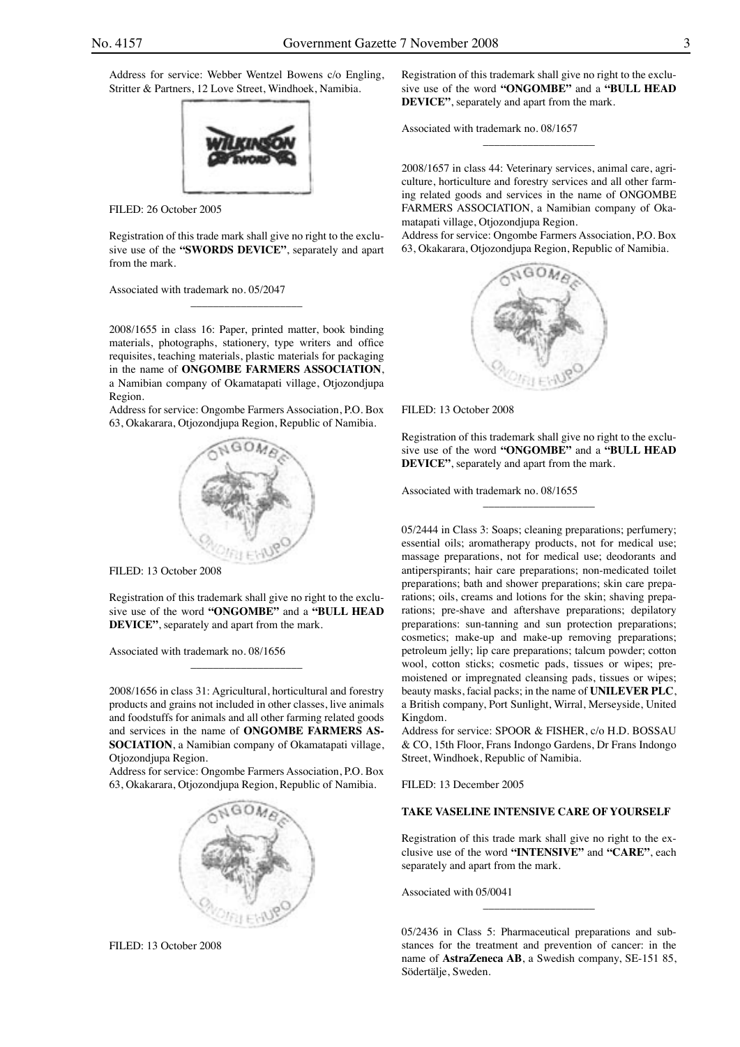Address for service: Webber Wentzel Bowens c/o Engling, Stritter & Partners, 12 Love Street, Windhoek, Namibia.

FILED: 26 October 2005

Registration of this trade mark shall give no right to the exclusive use of the **"SWORDS DEVICE"**, separately and apart from the mark.

Associated with trademark no. 05/2047

---

2008/1655 in class 16: Paper, printed matter, book binding materials, photographs, stationery, type writers and office requisites, teaching materials, plastic materials for packaging in the name of **ONGOMBE FARMERS ASSOCIATION**, a Namibian company of Okamatapati village, Otjozondjupa Region.
Address for service: Ongombe Farmers Association, P.O. Box 63, Okakarara, Otjozondjupa Region, Republic of Namibia.

FILED: 13 October 2008

Registration of this trademark shall give no right to the exclusive use of the word **"ONGOMBE"** and a **"BULL HEAD DEVICE"**, separately and apart from the mark.

Associated with trademark no. 08/1656

---

2008/1656 in class 31: Agricultural, horticultural and forestry products and grains not included in other classes, live animals and foodstuffs for animals and all other farming related goods and services in the name of **ONGOMBE FARMERS ASSOCIATION**, a Namibian company of Okamatapati village, Otjozondjupa Region.
Address for service: Ongombe Farmers Association, P.O. Box 63, Okakarara, Otjozondjupa Region, Republic of Namibia.

FILED: 13 October 2008

Registration of this trademark shall give no right to the exclusive use of the word **"ONGOMBE"** and a **"BULL HEAD DEVICE"**, separately and apart from the mark.

Associated with trademark no. 08/1657

---

2008/1657 in class 44: Veterinary services, animal care, agriculture, horticulture and forestry services and all other farming related goods and services in the name of ONGOMBE FARMERS ASSOCIATION, a Namibian company of Okamatapati village, Otjozondjupa Region.
Address for service: Ongombe Farmers Association, P.O. Box 63, Okakarara, Otjozondjupa Region, Republic of Namibia.

FILED: 13 October 2008

Registration of this trademark shall give no right to the exclusive use of the word **"ONGOMBE"** and a **"BULL HEAD DEVICE"**, separately and apart from the mark.

Associated with trademark no. 08/1655

---

05/2444 in Class 3: Soaps; cleaning preparations; perfumery; essential oils; aromatherapy products, not for medical use; massage preparations, not for medical use; deodorants and antiperspirants; hair care preparations; non-medicated toilet preparations; bath and shower preparations; skin care preparations; oils, creams and lotions for the skin; shaving preparations; pre-shave and aftershave preparations; depilatory preparations: sun-tanning and sun protection preparations; cosmetics; make-up and make-up removing preparations; petroleum jelly; lip care preparations; talcum powder; cotton wool, cotton sticks; cosmetic pads, tissues or wipes; pre-moistened or impregnated cleansing pads, tissues or wipes; beauty masks, facial packs; in the name of **UNILEVER PLC**, a British company, Port Sunlight, Wirral, Merseyside, United Kingdom.
Address for service: SPOOR & FISHER, c/o H.D. BOSSAU & CO, 15th Floor, Frans Indongo Gardens, Dr Frans Indongo Street, Windhoek, Republic of Namibia.

FILED: 13 December 2005

**TAKE VASELINE INTENSIVE CARE OF YOURSELF**

Registration of this trade mark shall give no right to the exclusive use of the word **"INTENSIVE"** and **"CARE"**, each separately and apart from the mark.

Associated with 05/0041

---

05/2436 in Class 5: Pharmaceutical preparations and substances for the treatment and prevention of cancer: in the name of **AstraZeneca AB**, a Swedish company, SE-151 85, Södertälje, Sweden.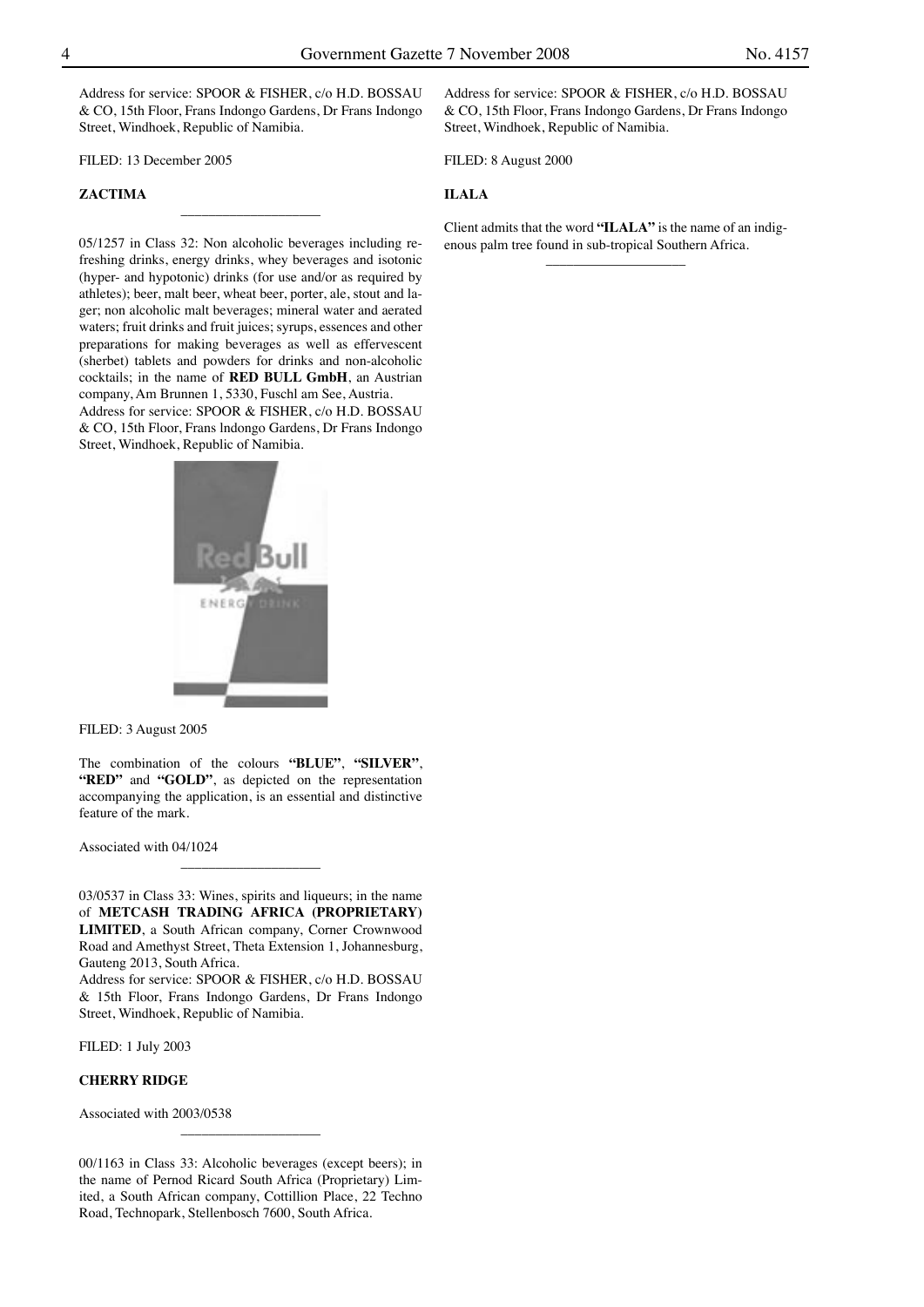Address for service: SPOOR & FISHER, c/o H.D. BOSSAU & CO, 15th Floor, Frans Indongo Gardens, Dr Frans Indongo Street, Windhoek, Republic of Namibia.

FILED: 13 December 2005

**ZACTIMA**

---

05/1257 in Class 32: Non alcoholic beverages including refreshing drinks, energy drinks, whey beverages and isotonic (hyper- and hypotonic) drinks (for use and/or as required by athletes); beer, malt beer, wheat beer, porter, ale, stout and lager; non alcoholic malt beverages; mineral water and aerated waters; fruit drinks and fruit juices; syrups, essences and other preparations for making beverages as well as effervescent (sherbet) tablets and powders for drinks and non-alcoholic cocktails; in the name of **RED BULL GmbH**, an Austrian company, Am Brunnen 1, 5330, Fuschl am See, Austria.
Address for service: SPOOR & FISHER, c/o H.D. BOSSAU & CO, 15th Floor, Frans lndongo Gardens, Dr Frans Indongo Street, Windhoek, Republic of Namibia.

FILED: 3 August 2005

The combination of the colours **"BLUE"**, **"SILVER"**, **"RED"** and **"GOLD"**, as depicted on the representation accompanying the application, is an essential and distinctive feature of the mark.

Associated with 04/1024

---

03/0537 in Class 33: Wines, spirits and liqueurs; in the name of **METCASH TRADING AFRICA (PROPRIETARY) LIMITED**, a South African company, Corner Crownwood Road and Amethyst Street, Theta Extension 1, Johannesburg, Gauteng 2013, South Africa.
Address for service: SPOOR & FISHER, c/o H.D. BOSSAU & 15th Floor, Frans Indongo Gardens, Dr Frans Indongo Street, Windhoek, Republic of Namibia.

FILED: 1 July 2003

**CHERRY RIDGE**

Associated with 2003/0538

---

00/1163 in Class 33: Alcoholic beverages (except beers); in the name of Pernod Ricard South Africa (Proprietary) Limited, a South African company, Cottillion Place, 22 Techno Road, Technopark, Stellenbosch 7600, South Africa.

Address for service: SPOOR & FISHER, c/o H.D. BOSSAU & CO, 15th Floor, Frans Indongo Gardens, Dr Frans Indongo Street, Windhoek, Republic of Namibia.

FILED: 8 August 2000

**ILALA**

Client admits that the word **"ILALA"** is the name of an indigenous palm tree found in sub-tropical Southern Africa.

---